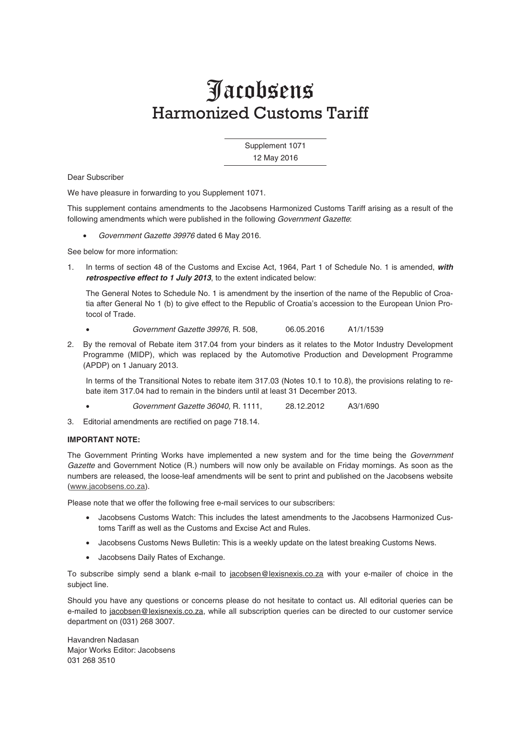# Jacobsens
## Harmonized Customs Tariff

Supplement 1071
12 May 2016

Dear Subscriber

We have pleasure in forwarding to you Supplement 1071.

This supplement contains amendments to the Jacobsens Harmonized Customs Tariff arising as a result of the following amendments which were published in the following *Government Gazette*:

- *Government Gazette 39976* dated 6 May 2016.

See below for more information:

1. In terms of section 48 of the Customs and Excise Act, 1964, Part 1 of Schedule No. 1 is amended, ***with retrospective effect to 1 July 2013***, to the extent indicated below:

   The General Notes to Schedule No. 1 is amendment by the insertion of the name of the Republic of Croatia after General No 1 (b) to give effect to the Republic of Croatia's accession to the European Union Protocol of Trade.

   - *Government Gazette 39976*, R. 508, 06.05.2016 A1/1/1539

2. By the removal of Rebate item 317.04 from your binders as it relates to the Motor Industry Development Programme (MIDP), which was replaced by the Automotive Production and Development Programme (APDP) on 1 January 2013.

   In terms of the Transitional Notes to rebate item 317.03 (Notes 10.1 to 10.8), the provisions relating to rebate item 317.04 had to remain in the binders until at least 31 December 2013.

   - *Government Gazette 36040,* R. 1111, 28.12.2012 A3/1/690

3. Editorial amendments are rectified on page 718.14.

**IMPORTANT NOTE:**

The Government Printing Works have implemented a new system and for the time being the *Government Gazette* and Government Notice (R.) numbers will now only be available on Friday mornings. As soon as the numbers are released, the loose-leaf amendments will be sent to print and published on the Jacobsens website (www.jacobsens.co.za).

Please note that we offer the following free e-mail services to our subscribers:

- Jacobsens Customs Watch: This includes the latest amendments to the Jacobsens Harmonized Customs Tariff as well as the Customs and Excise Act and Rules.
- Jacobsens Customs News Bulletin: This is a weekly update on the latest breaking Customs News.
- Jacobsens Daily Rates of Exchange.

To subscribe simply send a blank e-mail to jacobsen@lexisnexis.co.za with your e-mailer of choice in the subject line.

Should you have any questions or concerns please do not hesitate to contact us. All editorial queries can be e-mailed to jacobsen@lexisnexis.co.za, while all subscription queries can be directed to our customer service department on (031) 268 3007.

Havandren Nadasan
Major Works Editor: Jacobsens
031 268 3510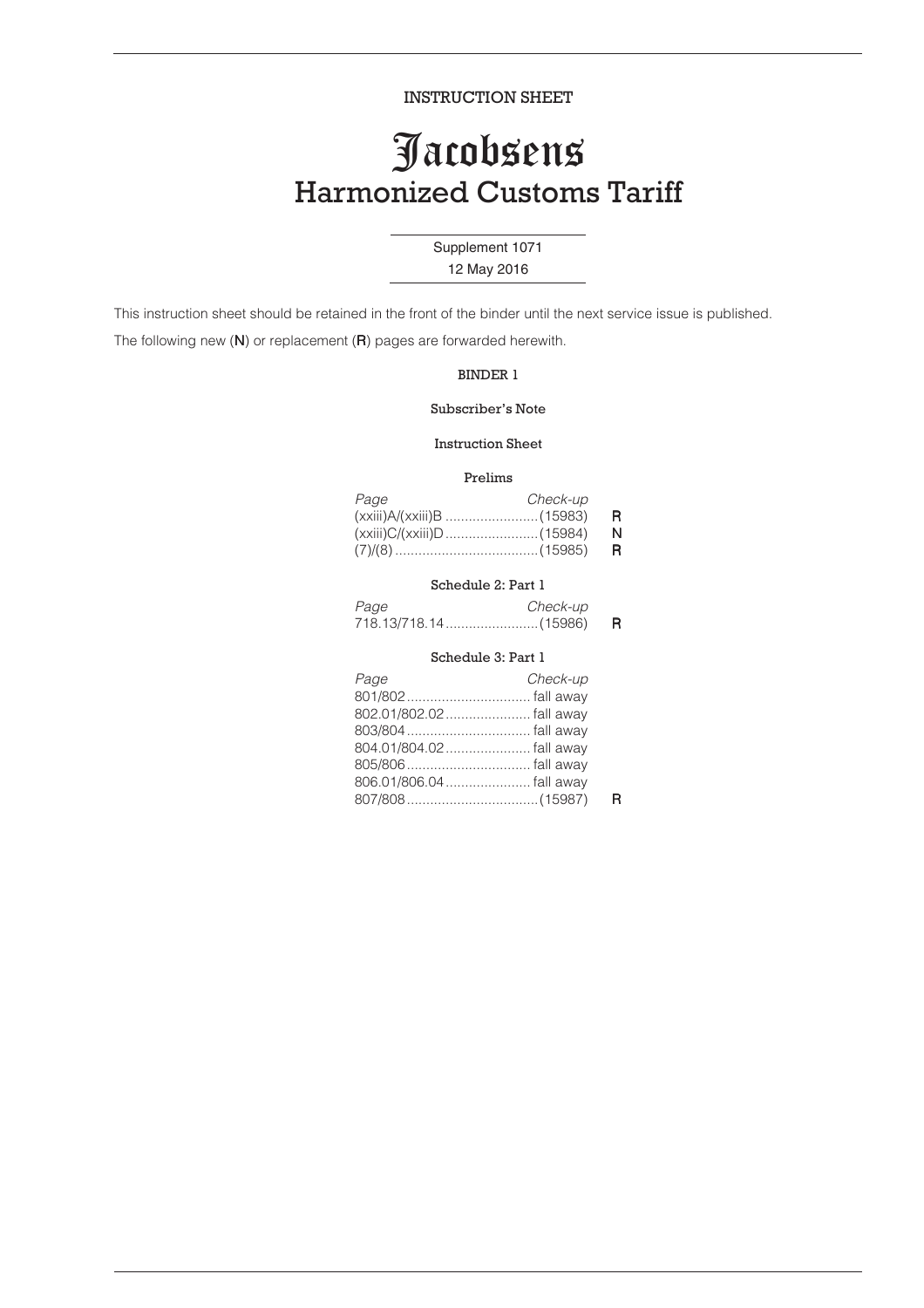INSTRUCTION SHEET

# Jacobsens
## Harmonized Customs Tariff

Supplement 1071

12 May 2016

This instruction sheet should be retained in the front of the binder until the next service issue is published.

The following new (**N**) or replacement (**R**) pages are forwarded herewith.

### BINDER 1

#### Subscriber's Note

#### Instruction Sheet

#### Prelims

| *Page* | *Check-up* | |
| --- | --- | --- |
| (xxiii)A/(xxiii)B | (15983) | R |
| (xxiii)C/(xxiii)D | (15984) | N |
| (7)/(8) | (15985) | R |

#### Schedule 2: Part 1

| *Page* | *Check-up* | |
| --- | --- | --- |
| 718.13/718.14 | (15986) | R |

#### Schedule 3: Part 1

| *Page* | *Check-up* | |
| --- | --- | --- |
| 801/802 | fall away | |
| 802.01/802.02 | fall away | |
| 803/804 | fall away | |
| 804.01/804.02 | fall away | |
| 805/806 | fall away | |
| 806.01/806.04 | fall away | |
| 807/808 | (15987) | R |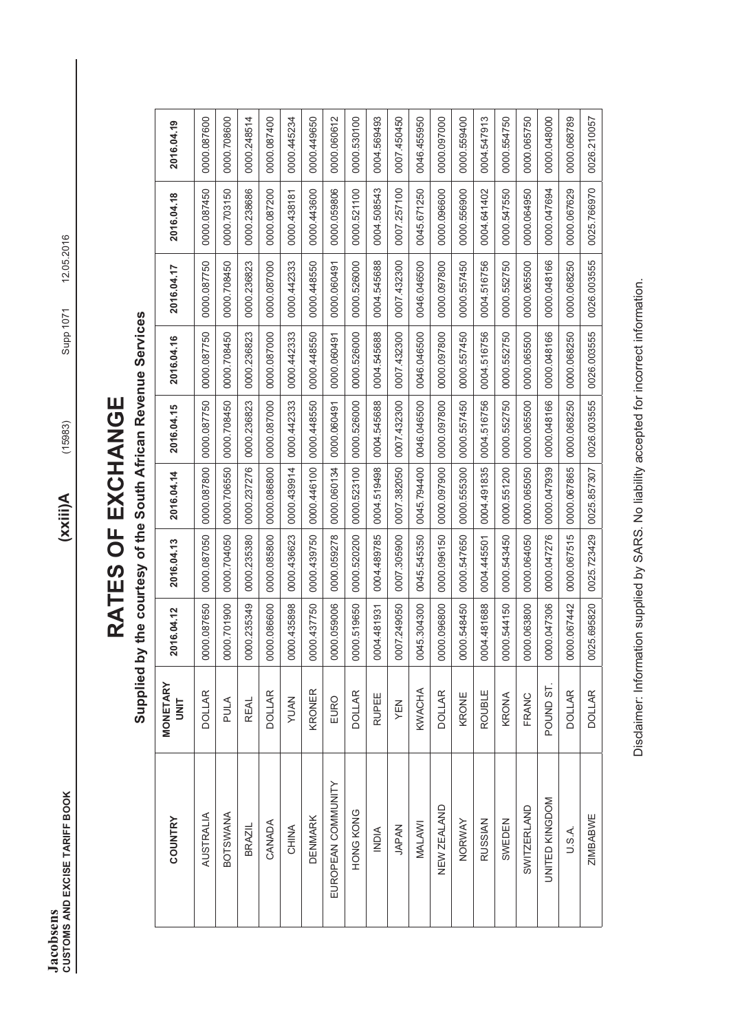# RATES OF EXCHANGE

## Supplied by the courtesy of the South African Revenue Services

| COUNTRY | MONETARY UNIT | 2016.04.12 | 2016.04.13 | 2016.04.14 | 2016.04.15 | 2016.04.16 | 2016.04.17 | 2016.04.18 | 2016.04.19 |
|---|---|---|---|---|---|---|---|---|---|
| AUSTRALIA | DOLLAR | 0000.087650 | 0000.087050 | 0000.087800 | 0000.087750 | 0000.087750 | 0000.087750 | 0000.087450 | 0000.087600 |
| BOTSWANA | PULA | 0000.701900 | 0000.704050 | 0000.706550 | 0000.708450 | 0000.708450 | 0000.708450 | 0000.703150 | 0000.708600 |
| BRAZIL | REAL | 0000.235349 | 0000.235380 | 0000.237276 | 0000.236823 | 0000.236823 | 0000.236823 | 0000.238686 | 0000.248514 |
| CANADA | DOLLAR | 0000.086600 | 0000.085800 | 0000.086800 | 0000.087000 | 0000.087000 | 0000.087000 | 0000.087200 | 0000.087400 |
| CHINA | YUAN | 0000.435898 | 0000.436623 | 0000.439914 | 0000.442333 | 0000.442333 | 0000.442333 | 0000.438181 | 0000.445234 |
| DENMARK | KRONER | 0000.437750 | 0000.439750 | 0000.446100 | 0000.448550 | 0000.448550 | 0000.448550 | 0000.443600 | 0000.449650 |
| EUROPEAN COMMUNITY | EURO | 0000.059006 | 0000.059278 | 0000.060134 | 0000.060491 | 0000.060491 | 0000.060491 | 0000.059806 | 0000.060612 |
| HONG KONG | DOLLAR | 0000.519650 | 0000.520200 | 0000.523100 | 0000.526000 | 0000.526000 | 0000.526000 | 0000.521100 | 0000.530100 |
| INDIA | RUPEE | 0004.481931 | 0004.489785 | 0004.519498 | 0004.545688 | 0004.545688 | 0004.545688 | 0004.508543 | 0004.569493 |
| JAPAN | YEN | 0007.249050 | 0007.305900 | 0007.382050 | 0007.432300 | 0007.432300 | 0007.432300 | 0007.257100 | 0007.450450 |
| MALAWI | KWACHA | 0045.304300 | 0045.545350 | 0045.794400 | 0046.046500 | 0046.046500 | 0046.046500 | 0045.671250 | 0046.455950 |
| NEW ZEALAND | DOLLAR | 0000.096800 | 0000.096150 | 0000.097900 | 0000.097800 | 0000.097800 | 0000.097800 | 0000.096600 | 0000.097000 |
| NORWAY | KRONE | 0000.548450 | 0000.547650 | 0000.555300 | 0000.557450 | 0000.557450 | 0000.557450 | 0000.556900 | 0000.559400 |
| RUSSIAN | ROUBLE | 0004.481688 | 0004.445501 | 0004.491835 | 0004.516756 | 0004.516756 | 0004.516756 | 0004.641402 | 0004.547913 |
| SWEDEN | KRONA | 0000.544150 | 0000.543450 | 0000.551200 | 0000.552750 | 0000.552750 | 0000.552750 | 0000.547550 | 0000.554750 |
| SWITZERLAND | FRANC | 0000.063800 | 0000.064050 | 0000.065050 | 0000.065500 | 0000.065500 | 0000.065500 | 0000.064950 | 0000.065750 |
| UNITED KINGDOM | POUND ST. | 0000.047306 | 0000.047276 | 0000.047939 | 0000.048166 | 0000.048166 | 0000.048166 | 0000.047694 | 0000.048000 |
| U.S.A. | DOLLAR | 0000.067442 | 0000.067515 | 0000.067865 | 0000.068250 | 0000.068250 | 0000.068250 | 0000.067629 | 0000.068789 |
| ZIMBABWE | DOLLAR | 0025.695820 | 0025.723429 | 0025.857307 | 0026.003555 | 0026.003555 | 0026.003555 | 0025.766970 | 0026.210057 |

Disclaimer: Information supplied by SARS. No liability accepted for incorrect information.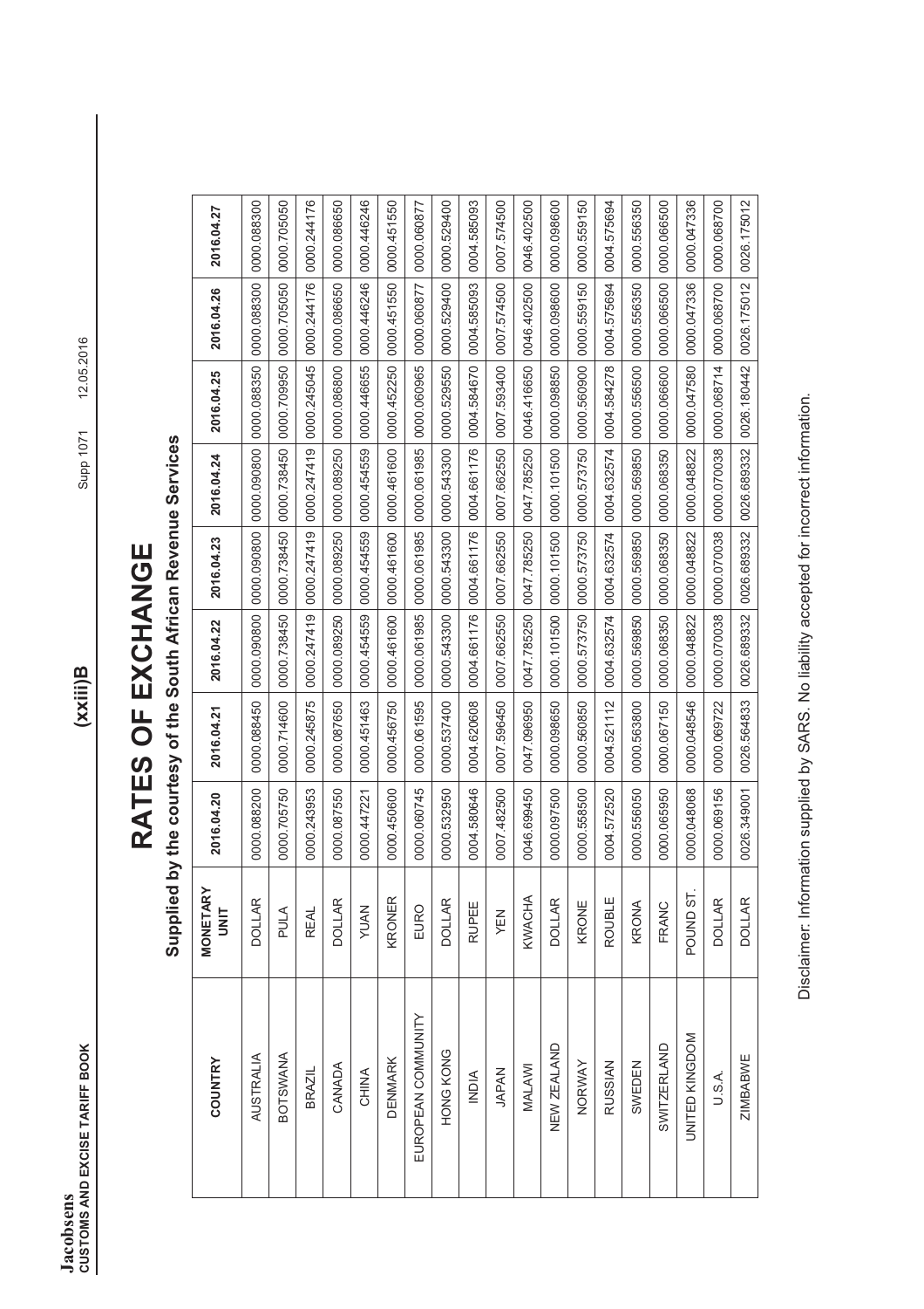# RATES OF EXCHANGE

## Supplied by the courtesy of the South African Revenue Services

| COUNTRY | MONETARY UNIT | 2016.04.20 | 2016.04.21 | 2016.04.22 | 2016.04.23 | 2016.04.24 | 2016.04.25 | 2016.04.26 | 2016.04.27 |
|---|---|---|---|---|---|---|---|---|---|
| AUSTRALIA | DOLLAR | 0000.088200 | 0000.088450 | 0000.090800 | 0000.090800 | 0000.090800 | 0000.088350 | 0000.088300 | 0000.088300 |
| BOTSWANA | PULA | 0000.705750 | 0000.714600 | 0000.738450 | 0000.738450 | 0000.738450 | 0000.709950 | 0000.705050 | 0000.705050 |
| BRAZIL | REAL | 0000.243953 | 0000.245875 | 0000.247419 | 0000.247419 | 0000.247419 | 0000.245045 | 0000.244176 | 0000.244176 |
| CANADA | DOLLAR | 0000.087550 | 0000.087650 | 0000.089250 | 0000.089250 | 0000.089250 | 0000.086800 | 0000.086650 | 0000.086650 |
| CHINA | YUAN | 0000.447221 | 0000.451463 | 0000.454559 | 0000.454559 | 0000.454559 | 0000.446655 | 0000.446246 | 0000.446246 |
| DENMARK | KRONER | 0000.450600 | 0000.456750 | 0000.461600 | 0000.461600 | 0000.461600 | 0000.452250 | 0000.451550 | 0000.451550 |
| EUROPEAN COMMUNITY | EURO | 0000.060745 | 0000.061595 | 0000.061985 | 0000.061985 | 0000.061985 | 0000.060965 | 0000.060877 | 0000.060877 |
| HONG KONG | DOLLAR | 0000.532950 | 0000.537400 | 0000.543300 | 0000.543300 | 0000.543300 | 0000.529550 | 0000.529400 | 0000.529400 |
| INDIA | RUPEE | 0004.580646 | 0004.620608 | 0004.661176 | 0004.661176 | 0004.661176 | 0004.584670 | 0004.585093 | 0004.585093 |
| JAPAN | YEN | 0007.482500 | 0007.596450 | 0007.662550 | 0007.662550 | 0007.662550 | 0007.593400 | 0007.574500 | 0007.574500 |
| MALAWI | KWACHA | 0046.699450 | 0047.096950 | 0047.785250 | 0047.785250 | 0047.785250 | 0046.416650 | 0046.402500 | 0046.402500 |
| NEW ZEALAND | DOLLAR | 0000.097500 | 0000.098650 | 0000.101500 | 0000.101500 | 0000.101500 | 0000.098850 | 0000.098600 | 0000.098600 |
| NORWAY | KRONE | 0000.558500 | 0000.560850 | 0000.573750 | 0000.573750 | 0000.573750 | 0000.560900 | 0000.559150 | 0000.559150 |
| RUSSIAN | ROUBLE | 0004.572520 | 0004.521112 | 0004.632574 | 0004.632574 | 0004.632574 | 0004.584278 | 0004.575694 | 0004.575694 |
| SWEDEN | KRONA | 0000.556050 | 0000.563800 | 0000.569850 | 0000.569850 | 0000.569850 | 0000.556500 | 0000.556350 | 0000.556350 |
| SWITZERLAND | FRANC | 0000.065950 | 0000.067150 | 0000.068350 | 0000.068350 | 0000.068350 | 0000.066600 | 0000.066500 | 0000.066500 |
| UNITED KINGDOM | POUND ST. | 0000.048068 | 0000.048546 | 0000.048822 | 0000.048822 | 0000.048822 | 0000.047580 | 0000.047336 | 0000.047336 |
| U.S.A. | DOLLAR | 0000.069156 | 0000.069722 | 0000.070038 | 0000.070038 | 0000.070038 | 0000.068714 | 0000.068700 | 0000.068700 |
| ZIMBABWE | DOLLAR | 0026.349001 | 0026.564833 | 0026.689332 | 0026.689332 | 0026.689332 | 0026.180442 | 0026.175012 | 0026.175012 |

Disclaimer: Information supplied by SARS. No liability accepted for incorrect information.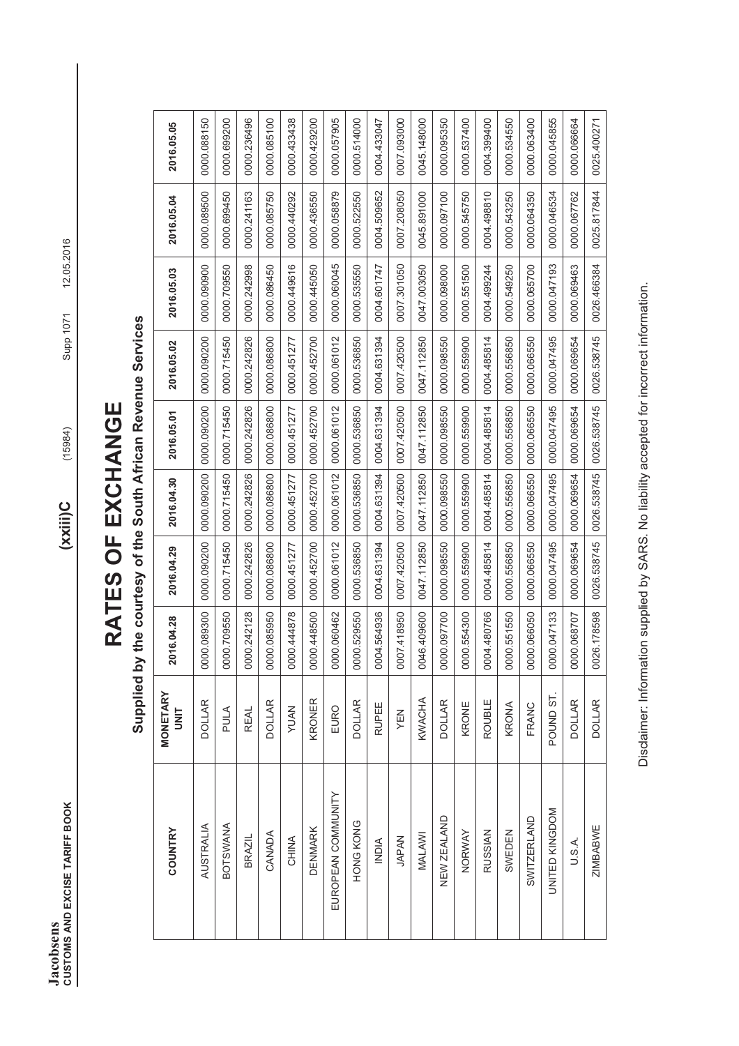# RATES OF EXCHANGE

## Supplied by the courtesy of the South African Revenue Services

| COUNTRY | MONETARY UNIT | 2016.04.28 | 2016.04.29 | 2016.04.30 | 2016.05.01 | 2016.05.02 | 2016.05.03 | 2016.05.04 | 2016.05.05 |
|---|---|---|---|---|---|---|---|---|---|
| AUSTRALIA | DOLLAR | 0000.089300 | 0000.090200 | 0000.090200 | 0000.090200 | 0000.090200 | 0000.090900 | 0000.089500 | 0000.088150 |
| BOTSWANA | PULA | 0000.709550 | 0000.715450 | 0000.715450 | 0000.715450 | 0000.715450 | 0000.709550 | 0000.699450 | 0000.699200 |
| BRAZIL | REAL | 0000.242128 | 0000.242826 | 0000.242826 | 0000.242826 | 0000.242826 | 0000.242998 | 0000.241163 | 0000.236496 |
| CANADA | DOLLAR | 0000.085950 | 0000.086800 | 0000.086800 | 0000.086800 | 0000.086800 | 0000.086450 | 0000.085750 | 0000.085100 |
| CHINA | YUAN | 0000.444878 | 0000.451277 | 0000.451277 | 0000.451277 | 0000.451277 | 0000.449616 | 0000.440292 | 0000.433438 |
| DENMARK | KRONER | 0000.448500 | 0000.452700 | 0000.452700 | 0000.452700 | 0000.452700 | 0000.445050 | 0000.436550 | 0000.429200 |
| EUROPEAN COMMUNITY | EURO | 0000.060462 | 0000.061012 | 0000.061012 | 0000.061012 | 0000.061012 | 0000.060045 | 0000.058879 | 0000.057905 |
| HONG KONG | DOLLAR | 0000.529550 | 0000.536850 | 0000.536850 | 0000.536850 | 0000.536850 | 0000.535550 | 0000.522550 | 0000.514000 |
| INDIA | RUPEE | 0004.564936 | 0004.631394 | 0004.631394 | 0004.631394 | 0004.631394 | 0004.601747 | 0004.509652 | 0004.433047 |
| JAPAN | YEN | 0007.418950 | 0007.420500 | 0007.420500 | 0007.420500 | 0007.420500 | 0007.301050 | 0007.208050 | 0007.093000 |
| MALAWI | KWACHA | 0046.409600 | 0047.112850 | 0047.112850 | 0047.112850 | 0047.112850 | 0047.003050 | 0045.891000 | 0045.148000 |
| NEW ZEALAND | DOLLAR | 0000.097700 | 0000.098550 | 0000.098550 | 0000.098550 | 0000.098550 | 0000.098000 | 0000.097100 | 0000.095350 |
| NORWAY | KRONE | 0000.554300 | 0000.559900 | 0000.559900 | 0000.559900 | 0000.559900 | 0000.551500 | 0000.545750 | 0000.537400 |
| RUSSIAN | ROUBLE | 0004.480766 | 0004.485814 | 0004.485814 | 0004.485814 | 0004.485814 | 0004.499244 | 0004.498810 | 0004.399400 |
| SWEDEN | KRONA | 0000.551550 | 0000.556850 | 0000.556850 | 0000.556850 | 0000.556850 | 0000.549250 | 0000.543250 | 0000.534550 |
| SWITZERLAND | FRANC | 0000.066050 | 0000.066550 | 0000.066550 | 0000.066550 | 0000.066550 | 0000.065700 | 0000.064350 | 0000.063400 |
| UNITED KINGDOM | POUND ST. | 0000.047133 | 0000.047495 | 0000.047495 | 0000.047495 | 0000.047495 | 0000.047193 | 0000.046534 | 0000.045855 |
| U.S.A. | DOLLAR | 0000.068707 | 0000.069654 | 0000.069654 | 0000.069654 | 0000.069654 | 0000.069463 | 0000.067762 | 0000.066664 |
| ZIMBABWE | DOLLAR | 0026.178598 | 0026.538745 | 0026.538745 | 0026.538745 | 0026.538745 | 0026.466384 | 0025.817844 | 0025.400271 |

Disclaimer: Information supplied by SARS. No liability accepted for incorrect information.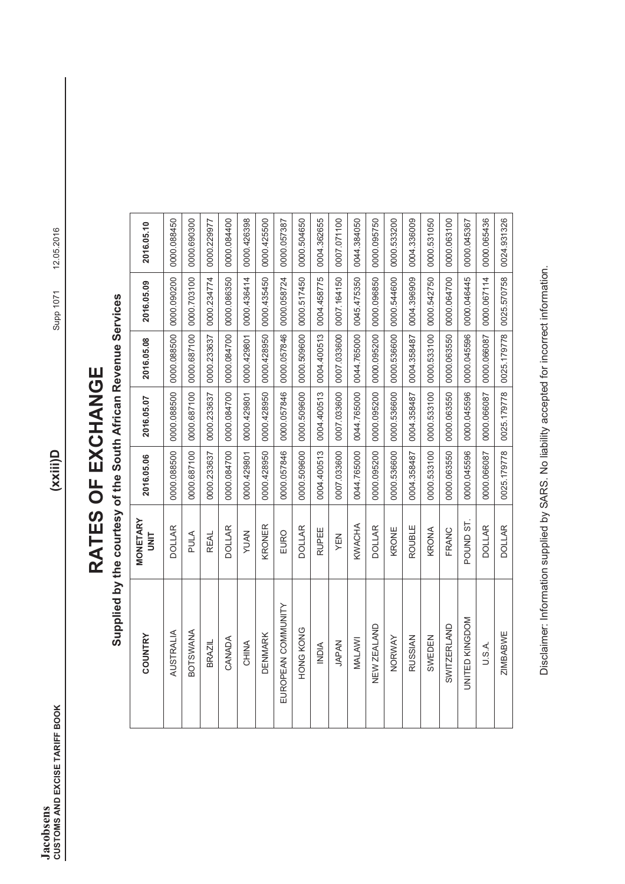# RATES OF EXCHANGE

## Supplied by the courtesy of the South African Revenue Services

| COUNTRY | MONETARY UNIT | 2016.05.06 | 2016.05.07 | 2016.05.08 | 2016.05.09 | 2016.05.10 |
|---|---|---|---|---|---|---|
| AUSTRALIA | DOLLAR | 0000.088500 | 0000.088500 | 0000.088500 | 0000.090200 | 0000.088450 |
| BOTSWANA | PULA | 0000.687100 | 0000.687100 | 0000.687100 | 0000.703100 | 0000.690300 |
| BRAZIL | REAL | 0000.233637 | 0000.233637 | 0000.233637 | 0000.234774 | 0000.229977 |
| CANADA | DOLLAR | 0000.084700 | 0000.084700 | 0000.084700 | 0000.086350 | 0000.084400 |
| CHINA | YUAN | 0000.429801 | 0000.429801 | 0000.429801 | 0000.436414 | 0000.426398 |
| DENMARK | KRONER | 0000.428950 | 0000.428950 | 0000.428950 | 0000.435450 | 0000.425500 |
| EUROPEAN COMMUNITY | EURO | 0000.057846 | 0000.057846 | 0000.057846 | 0000.058724 | 0000.057387 |
| HONG KONG | DOLLAR | 0000.509600 | 0000.509600 | 0000.509600 | 0000.517450 | 0000.504650 |
| INDIA | RUPEE | 0004.400513 | 0004.400513 | 0004.400513 | 0004.458775 | 0004.362655 |
| JAPAN | YEN | 0007.033600 | 0007.033600 | 0007.033600 | 0007.164150 | 0007.071100 |
| MALAWI | KWACHA | 0044.765000 | 0044.765000 | 0044.765000 | 0045.475350 | 0044.384050 |
| NEW ZEALAND | DOLLAR | 0000.095200 | 0000.095200 | 0000.095200 | 0000.096850 | 0000.095750 |
| NORWAY | KRONE | 0000.536600 | 0000.536600 | 0000.536600 | 0000.544600 | 0000.533200 |
| RUSSIAN | ROUBLE | 0004.358487 | 0004.358487 | 0004.358487 | 0004.396909 | 0004.336009 |
| SWEDEN | KRONA | 0000.533100 | 0000.533100 | 0000.533100 | 0000.542750 | 0000.531050 |
| SWITZERLAND | FRANC | 0000.063550 | 0000.063550 | 0000.063550 | 0000.064700 | 0000.063100 |
| UNITED KINGDOM | POUND ST. | 0000.045596 | 0000.045596 | 0000.045596 | 0000.046445 | 0000.045367 |
| U.S.A. | DOLLAR | 0000.066087 | 0000.066087 | 0000.066087 | 0000.067114 | 0000.065436 |
| ZIMBABWE | DOLLAR | 0025.179778 | 0025.179778 | 0025.179778 | 0025.570758 | 0024.931326 |

Disclaimer: Information supplied by SARS. No liability accepted for incorrect information.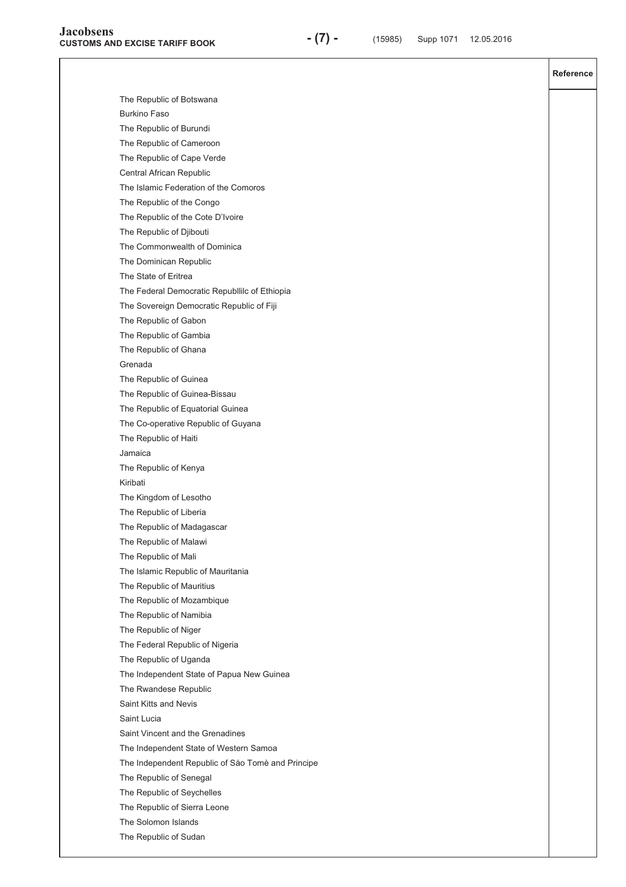| | Reference |
|---|---|
| The Republic of Botswana | |
| Burkino Faso | |
| The Republic of Burundi | |
| The Republic of Cameroon | |
| The Republic of Cape Verde | |
| Central African Republic | |
| The Islamic Federation of the Comoros | |
| The Republic of the Congo | |
| The Republic of the Cote D'Ivoire | |
| The Republic of Djibouti | |
| The Commonwealth of Dominica | |
| The Dominican Republic | |
| The State of Eritrea | |
| The Federal Democratic Republlilc of Ethiopia | |
| The Sovereign Democratic Republic of Fiji | |
| The Republic of Gabon | |
| The Republic of Gambia | |
| The Republic of Ghana | |
| Grenada | |
| The Republic of Guinea | |
| The Republic of Guinea-Bissau | |
| The Republic of Equatorial Guinea | |
| The Co-operative Republic of Guyana | |
| The Republic of Haiti | |
| Jamaica | |
| The Republic of Kenya | |
| Kiribati | |
| The Kingdom of Lesotho | |
| The Republic of Liberia | |
| The Republic of Madagascar | |
| The Republic of Malawi | |
| The Republic of Mali | |
| The Islamic Republic of Mauritania | |
| The Republic of Mauritius | |
| The Republic of Mozambique | |
| The Republic of Namibia | |
| The Republic of Niger | |
| The Federal Republic of Nigeria | |
| The Republic of Uganda | |
| The Independent State of Papua New Guinea | |
| The Rwandese Republic | |
| Saint Kitts and Nevis | |
| Saint Lucia | |
| Saint Vincent and the Grenadines | |
| The Independent State of Western Samoa | |
| The Independent Republic of Sáo Tomè and Principe | |
| The Republic of Senegal | |
| The Republic of Seychelles | |
| The Republic of Sierra Leone | |
| The Solomon Islands | |
| The Republic of Sudan | |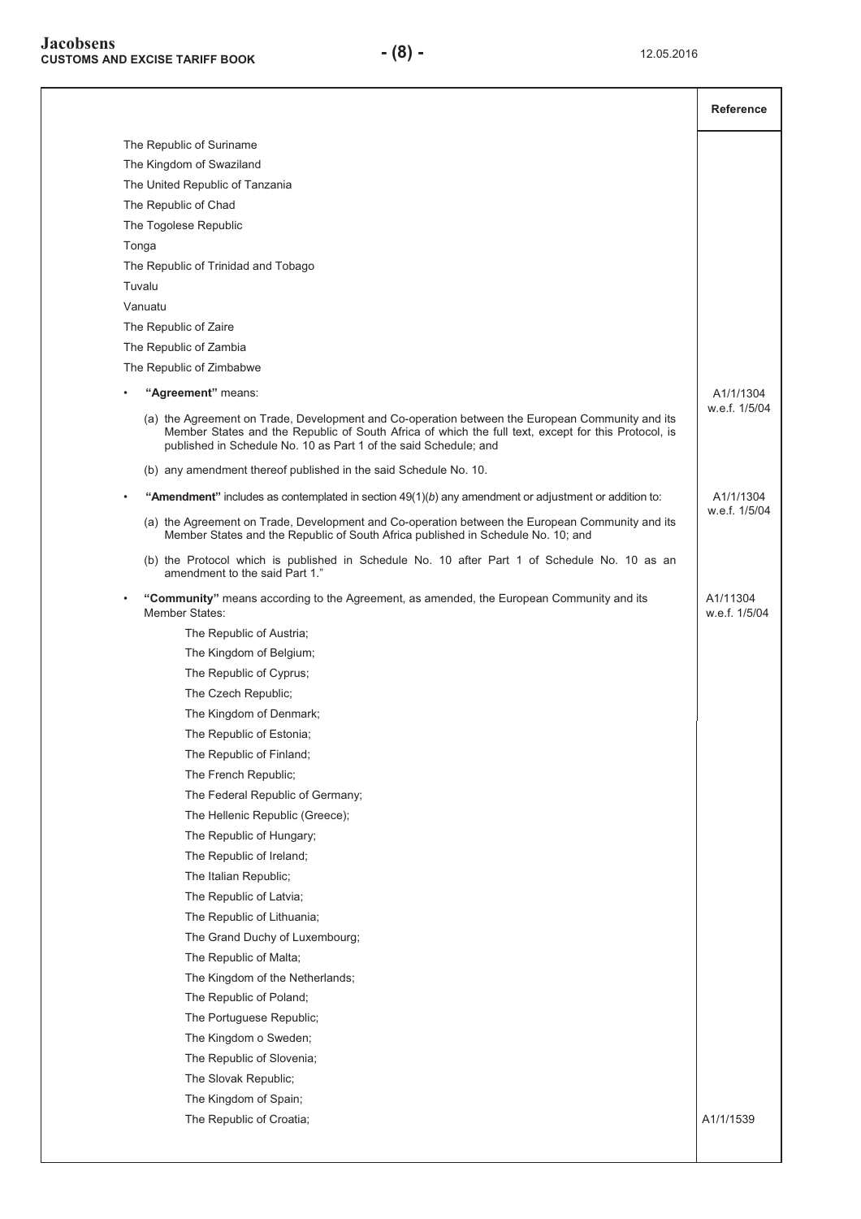| | Reference |
|---|---|
| The Republic of Suriname<br>The Kingdom of Swaziland<br>The United Republic of Tanzania<br>The Republic of Chad<br>The Togolese Republic<br>Tonga<br>The Republic of Trinidad and Tobago<br>Tuvalu<br>Vanuatu<br>The Republic of Zaire<br>The Republic of Zambia<br>The Republic of Zimbabwe | |
| • **"Agreement"** means:<br>(a) the Agreement on Trade, Development and Co-operation between the European Community and its Member States and the Republic of South Africa of which the full text, except for this Protocol, is published in Schedule No. 10 as Part 1 of the said Schedule; and<br>(b) any amendment thereof published in the said Schedule No. 10. | A1/1/1304<br>w.e.f. 1/5/04 |
| • **"Amendment"** includes as contemplated in section 49(1)(*b*) any amendment or adjustment or addition to:<br>(a) the Agreement on Trade, Development and Co-operation between the European Community and its Member States and the Republic of South Africa published in Schedule No. 10; and<br>(b) the Protocol which is published in Schedule No. 10 after Part 1 of Schedule No. 10 as an amendment to the said Part 1." | A1/1/1304<br>w.e.f. 1/5/04 |
| • **"Community"** means according to the Agreement, as amended, the European Community and its Member States:<br>The Republic of Austria;<br>The Kingdom of Belgium;<br>The Republic of Cyprus;<br>The Czech Republic;<br>The Kingdom of Denmark;<br>The Republic of Estonia;<br>The Republic of Finland;<br>The French Republic;<br>The Federal Republic of Germany;<br>The Hellenic Republic (Greece);<br>The Republic of Hungary;<br>The Republic of Ireland;<br>The Italian Republic;<br>The Republic of Latvia;<br>The Republic of Lithuania;<br>The Grand Duchy of Luxembourg;<br>The Republic of Malta;<br>The Kingdom of the Netherlands;<br>The Republic of Poland;<br>The Portuguese Republic;<br>The Kingdom o Sweden;<br>The Republic of Slovenia;<br>The Slovak Republic;<br>The Kingdom of Spain; | A1/11304<br>w.e.f. 1/5/04 |
| The Republic of Croatia; | A1/1/1539 |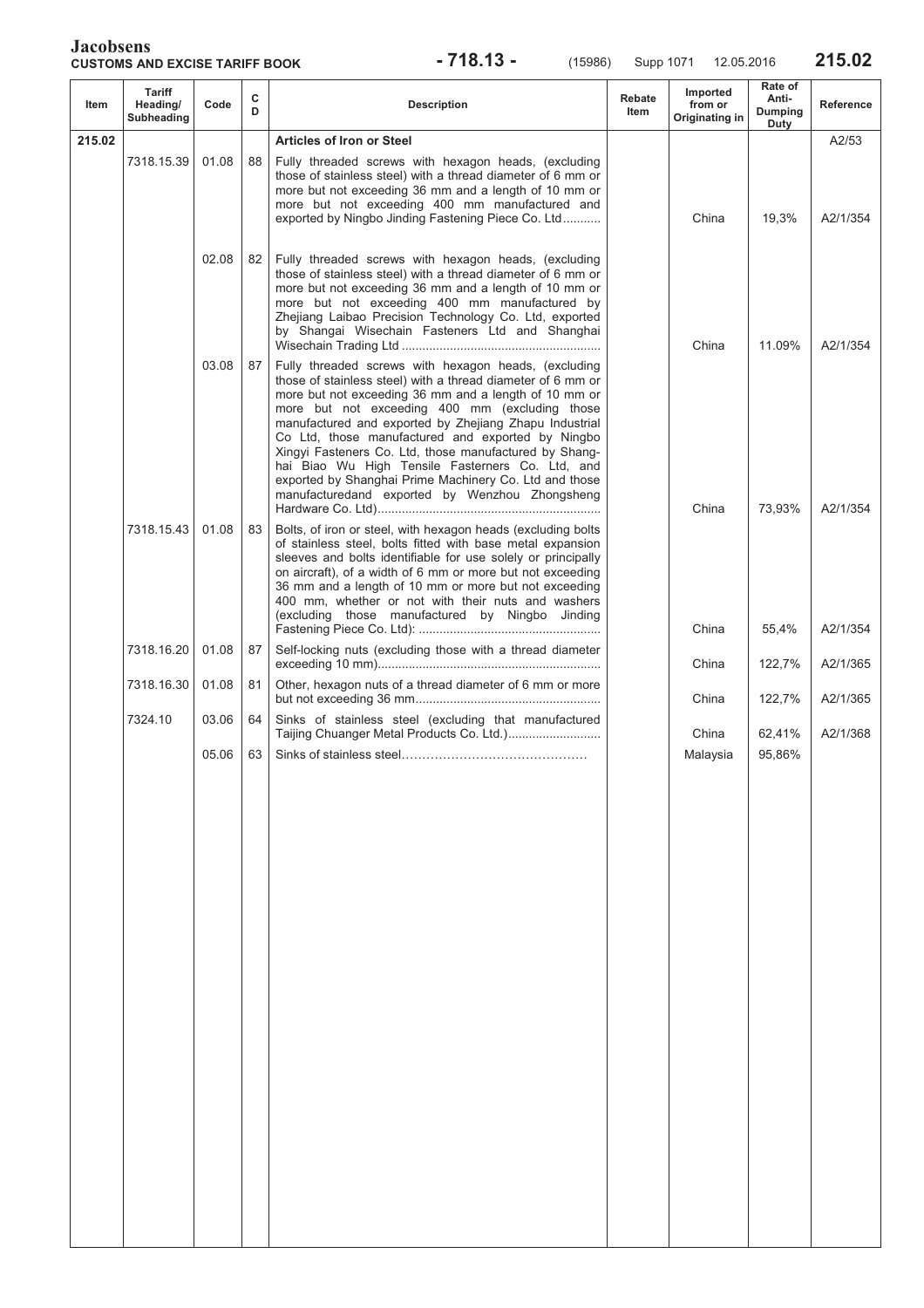| Item | Tariff Heading/ Subheading | Code | C D | Description | Rebate Item | Imported from or Originating in | Rate of Anti-Dumping Duty | Reference |
|---|---|---|---|---|---|---|---|---|
| 215.02 | | | | **Articles of Iron or Steel** | | | | A2/53 |
| | 7318.15.39 | 01.08 | 88 | Fully threaded screws with hexagon heads, (excluding those of stainless steel) with a thread diameter of 6 mm or more but not exceeding 36 mm and a length of 10 mm or more but not exceeding 400 mm manufactured and exported by Ningbo Jinding Fastening Piece Co. Ltd........... | | China | 19,3% | A2/1/354 |
| | | 02.08 | 82 | Fully threaded screws with hexagon heads, (excluding those of stainless steel) with a thread diameter of 6 mm or more but not exceeding 36 mm and a length of 10 mm or more but not exceeding 400 mm manufactured by Zhejiang Laibao Precision Technology Co. Ltd, exported by Shangai Wisechain Fasteners Ltd and Shanghai Wisechain Trading Ltd .......................................................... | | China | 11.09% | A2/1/354 |
| | | 03.08 | 87 | Fully threaded screws with hexagon heads, (excluding those of stainless steel) with a thread diameter of 6 mm or more but not exceeding 36 mm and a length of 10 mm or more but not exceeding 400 mm (excluding those manufactured and exported by Zhejiang Zhapu Industrial Co Ltd, those manufactured and exported by Ningbo Xingyi Fasteners Co. Ltd, those manufactured by Shanghai Biao Wu High Tensile Fasterners Co. Ltd, and exported by Shanghai Prime Machinery Co. Ltd and those manufacturedand exported by Wenzhou Zhongsheng Hardware Co. Ltd)................................................................ | | China | 73,93% | A2/1/354 |
| | 7318.15.43 | 01.08 | 83 | Bolts, of iron or steel, with hexagon heads (excluding bolts of stainless steel, bolts fitted with base metal expansion sleeves and bolts identifiable for use solely or principally on aircraft), of a width of 6 mm or more but not exceeding 36 mm and a length of 10 mm or more but not exceeding 400 mm, whether or not with their nuts and washers (excluding those manufactured by Ningbo Jinding Fastening Piece Co. Ltd): .................................................... | | China | 55,4% | A2/1/354 |
| | 7318.16.20 | 01.08 | 87 | Self-locking nuts (excluding those with a thread diameter exceeding 10 mm)................................................................ | | China | 122,7% | A2/1/365 |
| | 7318.16.30 | 01.08 | 81 | Other, hexagon nuts of a thread diameter of 6 mm or more but not exceeding 36 mm..................................................... | | China | 122,7% | A2/1/365 |
| | 7324.10 | 03.06 | 64 | Sinks of stainless steel (excluding that manufactured Taijing Chuanger Metal Products Co. Ltd.).......................... | | China | 62,41% | A2/1/368 |
| | | 05.06 | 63 | Sinks of stainless steel………………………………………… | | Malaysia | 95,86% | |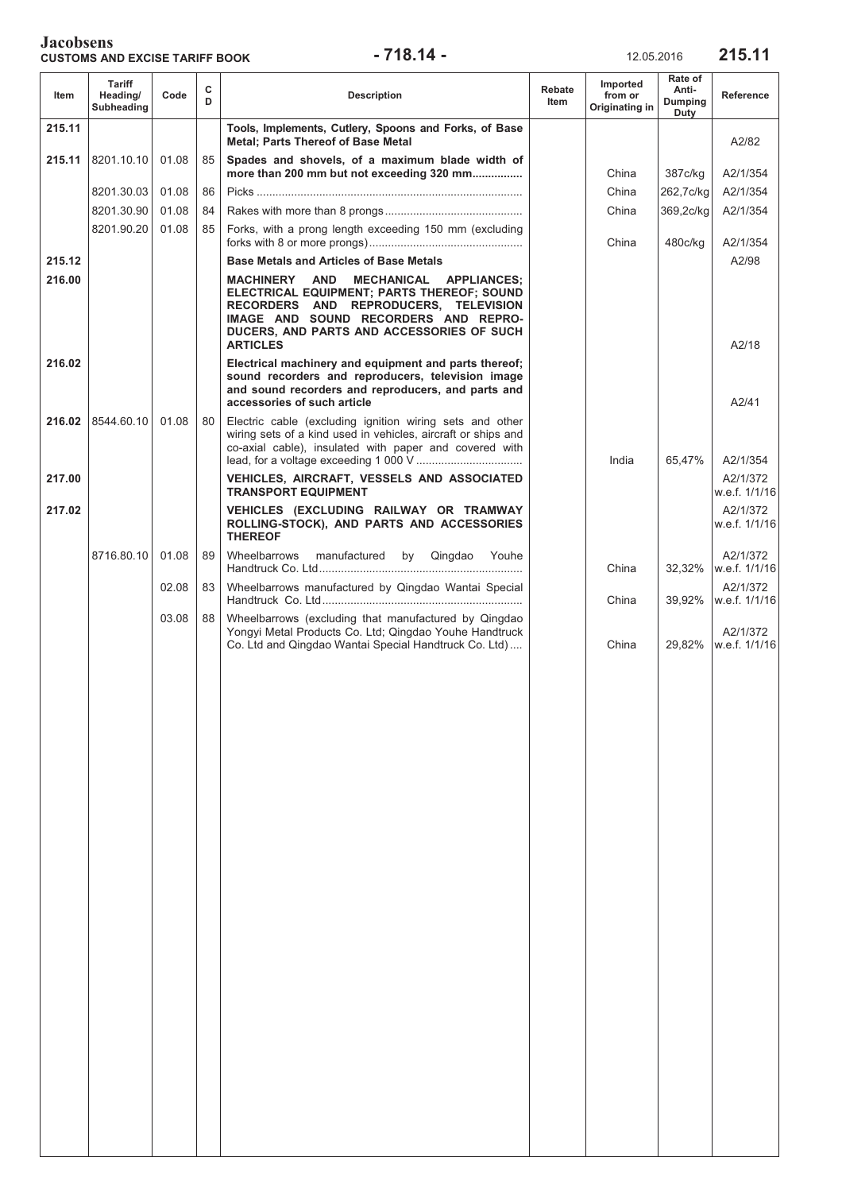| Item | Tariff Heading/ Subheading | Code | C D | Description | Rebate Item | Imported from or Originating in | Rate of Anti-Dumping Duty | Reference |
|---|---|---|---|---|---|---|---|---|
| 215.11 | | | | **Tools, Implements, Cutlery, Spoons and Forks, of Base Metal; Parts Thereof of Base Metal** | | | | A2/82 |
| 215.11 | 8201.10.10 | 01.08 | 85 | **Spades and shovels, of a maximum blade width of more than 200 mm but not exceeding 320 mm................** | | China | 387c/kg | A2/1/354 |
| | 8201.30.03 | 01.08 | 86 | Picks .................................................................................... | | China | 262,7c/kg | A2/1/354 |
| | 8201.30.90 | 01.08 | 84 | Rakes with more than 8 prongs ........................................... | | China | 369,2c/kg | A2/1/354 |
| | 8201.90.20 | 01.08 | 85 | Forks, with a prong length exceeding 150 mm (excluding forks with 8 or more prongs)................................................. | | China | 480c/kg | A2/1/354 |
| 215.12 | | | | **Base Metals and Articles of Base Metals** | | | | A2/98 |
| 216.00 | | | | **MACHINERY AND MECHANICAL APPLIANCES; ELECTRICAL EQUIPMENT; PARTS THEREOF; SOUND RECORDERS AND REPRODUCERS, TELEVISION IMAGE AND SOUND RECORDERS AND REPRO-DUCERS, AND PARTS AND ACCESSORIES OF SUCH ARTICLES** | | | | A2/18 |
| 216.02 | | | | **Electrical machinery and equipment and parts thereof; sound recorders and reproducers, television image and sound recorders and reproducers, and parts and accessories of such article** | | | | A2/41 |
| 216.02 | 8544.60.10 | 01.08 | 80 | Electric cable (excluding ignition wiring sets and other wiring sets of a kind used in vehicles, aircraft or ships and co-axial cable), insulated with paper and covered with lead, for a voltage exceeding 1 000 V ................................. | | India | 65,47% | A2/1/354 |
| 217.00 | | | | **VEHICLES, AIRCRAFT, VESSELS AND ASSOCIATED TRANSPORT EQUIPMENT** | | | | A2/1/372 w.e.f. 1/1/16 |
| 217.02 | | | | **VEHICLES (EXCLUDING RAILWAY OR TRAMWAY ROLLING-STOCK), AND PARTS AND ACCESSORIES THEREOF** | | | | A2/1/372 w.e.f. 1/1/16 |
| | 8716.80.10 | 01.08 | 89 | Wheelbarrows manufactured by Qingdao Youhe Handtruck Co. Ltd................................................................ | | China | 32,32% | A2/1/372 w.e.f. 1/1/16 |
| | | 02.08 | 83 | Wheelbarrows manufactured by Qingdao Wantai Special Handtruck Co. Ltd............................................................... | | China | 39,92% | A2/1/372 w.e.f. 1/1/16 |
| | | 03.08 | 88 | Wheelbarrows (excluding that manufactured by Qingdao Yongyi Metal Products Co. Ltd; Qingdao Youhe Handtruck Co. Ltd and Qingdao Wantai Special Handtruck Co. Ltd).... | | China | 29,82% | A2/1/372 w.e.f. 1/1/16 |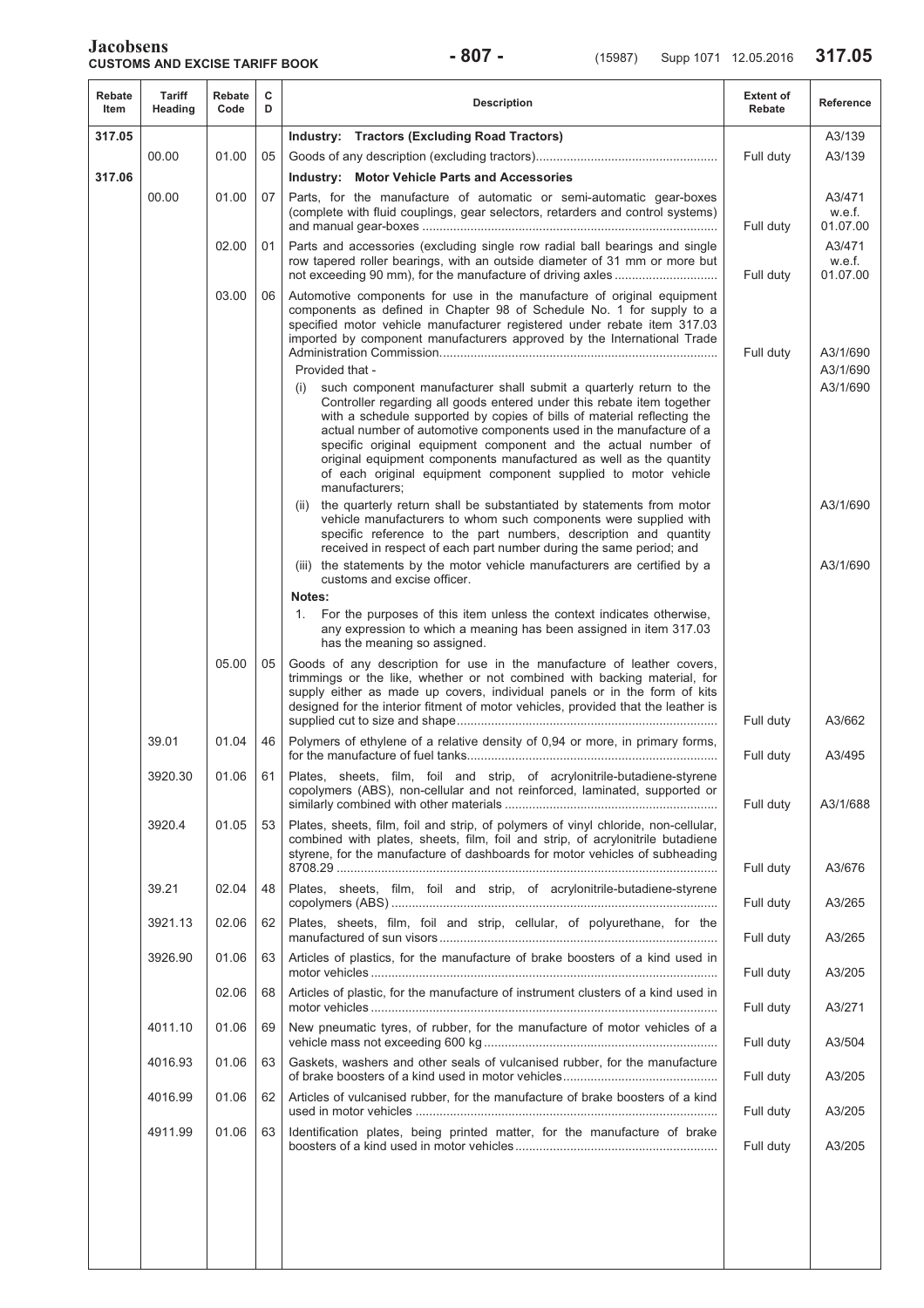| Rebate Item | Tariff Heading | Rebate Code | C D | Description | Extent of Rebate | Reference |
|---|---|---|---|---|---|---|
| 317.05 | | | | **Industry: Tractors (Excluding Road Tractors)** | | A3/139 |
| | 00.00 | 01.00 | 05 | Goods of any description (excluding tractors)................................................... | Full duty | A3/139 |
| 317.06 | | | | **Industry: Motor Vehicle Parts and Accessories** | | |
| | 00.00 | 01.00 | 07 | Parts, for the manufacture of automatic or semi-automatic gear-boxes (complete with fluid couplings, gear selectors, retarders and control systems) and manual gear-boxes ..................................................................................... | Full duty | A3/471 w.e.f. 01.07.00 |
| | | 02.00 | 01 | Parts and accessories (excluding single row radial ball bearings and single row tapered roller bearings, with an outside diameter of 31 mm or more but not exceeding 90 mm), for the manufacture of driving axles ............................. | Full duty | A3/471 w.e.f. 01.07.00 |
| | | 03.00 | 06 | Automotive components for use in the manufacture of original equipment components as defined in Chapter 98 of Schedule No. 1 for supply to a specified motor vehicle manufacturer registered under rebate item 317.03 imported by component manufacturers approved by the International Trade Administration Commission................................................................................ | Full duty | A3/1/690 |
| | | | | Provided that - | | A3/1/690 |
| | | | | (i) such component manufacturer shall submit a quarterly return to the Controller regarding all goods entered under this rebate item together with a schedule supported by copies of bills of material reflecting the actual number of automotive components used in the manufacture of a specific original equipment component and the actual number of original equipment components manufactured as well as the quantity of each original equipment component supplied to motor vehicle manufacturers; | | A3/1/690 |
| | | | | (ii) the quarterly return shall be substantiated by statements from motor vehicle manufacturers to whom such components were supplied with specific reference to the part numbers, description and quantity received in respect of each part number during the same period; and | | A3/1/690 |
| | | | | (iii) the statements by the motor vehicle manufacturers are certified by a customs and excise officer. | | A3/1/690 |
| | | | | **Notes:** | | |
| | | | | 1. For the purposes of this item unless the context indicates otherwise, any expression to which a meaning has been assigned in item 317.03 has the meaning so assigned. | | |
| | | 05.00 | 05 | Goods of any description for use in the manufacture of leather covers, trimmings or the like, whether or not combined with backing material, for supply either as made up covers, individual panels or in the form of kits designed for the interior fitment of motor vehicles, provided that the leather is supplied cut to size and shape.......................................................................... | Full duty | A3/662 |
| | 39.01 | 01.04 | 46 | Polymers of ethylene of a relative density of 0,94 or more, in primary forms, for the manufacture of fuel tanks........................................................................ | Full duty | A3/495 |
| | 3920.30 | 01.06 | 61 | Plates, sheets, film, foil and strip, of acrylonitrile-butadiene-styrene copolymers (ABS), non-cellular and not reinforced, laminated, supported or similarly combined with other materials ............................................................ | Full duty | A3/1/688 |
| | 3920.4 | 01.05 | 53 | Plates, sheets, film, foil and strip, of polymers of vinyl chloride, non-cellular, combined with plates, sheets, film, foil and strip, of acrylonitrile butadiene styrene, for the manufacture of dashboards for motor vehicles of subheading 8708.29 ............................................................................................................ | Full duty | A3/676 |
| | 39.21 | 02.04 | 48 | Plates, sheets, film, foil and strip, of acrylonitrile-butadiene-styrene copolymers (ABS) ............................................................................................. | Full duty | A3/265 |
| | 3921.13 | 02.06 | 62 | Plates, sheets, film, foil and strip, cellular, of polyurethane, for the manufactured of sun visors ................................................................................. | Full duty | A3/265 |
| | 3926.90 | 01.06 | 63 | Articles of plastics, for the manufacture of brake boosters of a kind used in motor vehicles ................................................................................................... | Full duty | A3/205 |
| | | 02.06 | 68 | Articles of plastic, for the manufacture of instrument clusters of a kind used in motor vehicles ................................................................................................... | Full duty | A3/271 |
| | 4011.10 | 01.06 | 69 | New pneumatic tyres, of rubber, for the manufacture of motor vehicles of a vehicle mass not exceeding 600 kg ................................................................... | Full duty | A3/504 |
| | 4016.93 | 01.06 | 63 | Gaskets, washers and other seals of vulcanised rubber, for the manufacture of brake boosters of a kind used in motor vehicles............................................ | Full duty | A3/205 |
| | 4016.99 | 01.06 | 62 | Articles of vulcanised rubber, for the manufacture of brake boosters of a kind used in motor vehicles ...................................................................................... | Full duty | A3/205 |
| | 4911.99 | 01.06 | 63 | Identification plates, being printed matter, for the manufacture of brake boosters of a kind used in motor vehicles.......................................................... | Full duty | A3/205 |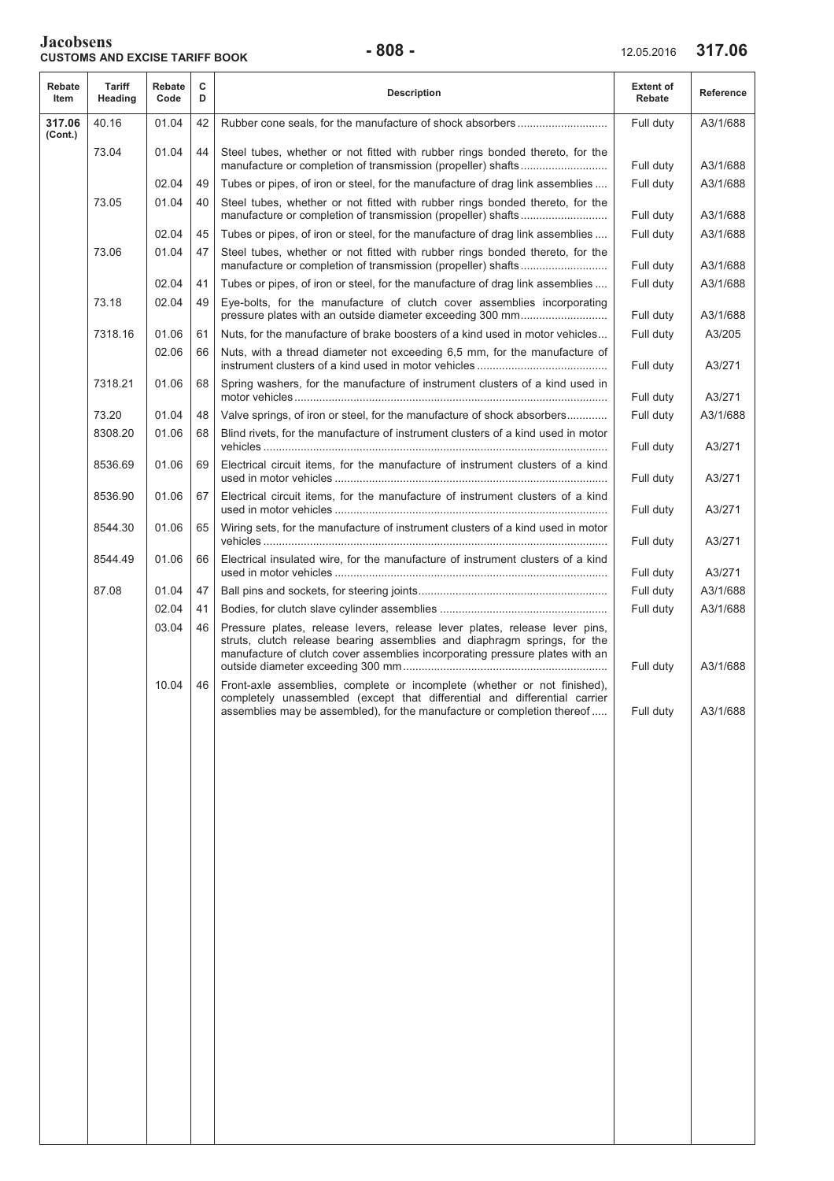| Rebate Item | Tariff Heading | Rebate Code | C D | Description | Extent of Rebate | Reference |
|---|---|---|---|---|---|---|
| **317.06 (Cont.)** | 40.16 | 01.04 | 42 | Rubber cone seals, for the manufacture of shock absorbers | Full duty | A3/1/688 |
| | 73.04 | 01.04 | 44 | Steel tubes, whether or not fitted with rubber rings bonded thereto, for the manufacture or completion of transmission (propeller) shafts | Full duty | A3/1/688 |
| | | 02.04 | 49 | Tubes or pipes, of iron or steel, for the manufacture of drag link assemblies | Full duty | A3/1/688 |
| | 73.05 | 01.04 | 40 | Steel tubes, whether or not fitted with rubber rings bonded thereto, for the manufacture or completion of transmission (propeller) shafts | Full duty | A3/1/688 |
| | | 02.04 | 45 | Tubes or pipes, of iron or steel, for the manufacture of drag link assemblies | Full duty | A3/1/688 |
| | 73.06 | 01.04 | 47 | Steel tubes, whether or not fitted with rubber rings bonded thereto, for the manufacture or completion of transmission (propeller) shafts | Full duty | A3/1/688 |
| | | 02.04 | 41 | Tubes or pipes, of iron or steel, for the manufacture of drag link assemblies | Full duty | A3/1/688 |
| | 73.18 | 02.04 | 49 | Eye-bolts, for the manufacture of clutch cover assemblies incorporating pressure plates with an outside diameter exceeding 300 mm | Full duty | A3/1/688 |
| | 7318.16 | 01.06 | 61 | Nuts, for the manufacture of brake boosters of a kind used in motor vehicles | Full duty | A3/205 |
| | | 02.06 | 66 | Nuts, with a thread diameter not exceeding 6,5 mm, for the manufacture of instrument clusters of a kind used in motor vehicles | Full duty | A3/271 |
| | 7318.21 | 01.06 | 68 | Spring washers, for the manufacture of instrument clusters of a kind used in motor vehicles | Full duty | A3/271 |
| | 73.20 | 01.04 | 48 | Valve springs, of iron or steel, for the manufacture of shock absorbers | Full duty | A3/1/688 |
| | 8308.20 | 01.06 | 68 | Blind rivets, for the manufacture of instrument clusters of a kind used in motor vehicles | Full duty | A3/271 |
| | 8536.69 | 01.06 | 69 | Electrical circuit items, for the manufacture of instrument clusters of a kind used in motor vehicles | Full duty | A3/271 |
| | 8536.90 | 01.06 | 67 | Electrical circuit items, for the manufacture of instrument clusters of a kind used in motor vehicles | Full duty | A3/271 |
| | 8544.30 | 01.06 | 65 | Wiring sets, for the manufacture of instrument clusters of a kind used in motor vehicles | Full duty | A3/271 |
| | 8544.49 | 01.06 | 66 | Electrical insulated wire, for the manufacture of instrument clusters of a kind used in motor vehicles | Full duty | A3/271 |
| | 87.08 | 01.04 | 47 | Ball pins and sockets, for steering joints | Full duty | A3/1/688 |
| | | 02.04 | 41 | Bodies, for clutch slave cylinder assemblies | Full duty | A3/1/688 |
| | | 03.04 | 46 | Pressure plates, release levers, release lever plates, release lever pins, struts, clutch release bearing assemblies and diaphragm springs, for the manufacture of clutch cover assemblies incorporating pressure plates with an outside diameter exceeding 300 mm | Full duty | A3/1/688 |
| | | 10.04 | 46 | Front-axle assemblies, complete or incomplete (whether or not finished), completely unassembled (except that differential and differential carrier assemblies may be assembled), for the manufacture or completion thereof | Full duty | A3/1/688 |